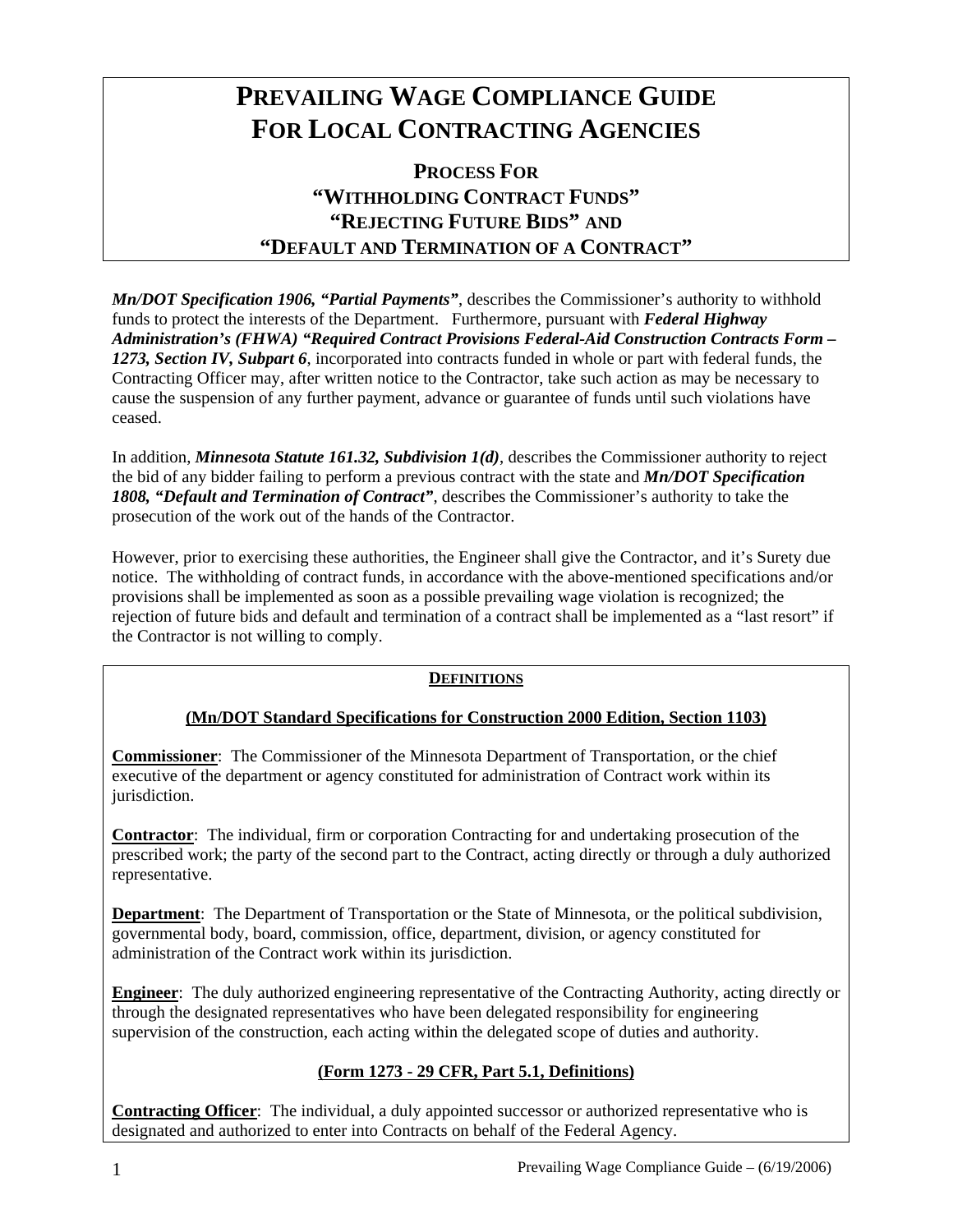# PREVAILING WAGE COMPLIANCE GUIDE FOR LOCAL CONTRACTING AGENCIES

## PROCESS FOR "WITHHOLDING CONTRACT FUNDS" "REJECTING FUTURE BIDS" AND "DEFAULT AND TERMINATION OF A CONTRACT"

***Mn/DOT Specification 1906, "Partial Payments"***, describes the Commissioner's authority to withhold funds to protect the interests of the Department. Furthermore, pursuant with ***Federal Highway Administration's (FHWA) "Required Contract Provisions Federal-Aid Construction Contracts Form – 1273, Section IV, Subpart 6***, incorporated into contracts funded in whole or part with federal funds, the Contracting Officer may, after written notice to the Contractor, take such action as may be necessary to cause the suspension of any further payment, advance or guarantee of funds until such violations have ceased.

In addition, ***Minnesota Statute 161.32, Subdivision 1(d)***, describes the Commissioner authority to reject the bid of any bidder failing to perform a previous contract with the state and ***Mn/DOT Specification 1808, "Default and Termination of Contract"***, describes the Commissioner's authority to take the prosecution of the work out of the hands of the Contractor.

However, prior to exercising these authorities, the Engineer shall give the Contractor, and it's Surety due notice. The withholding of contract funds, in accordance with the above-mentioned specifications and/or provisions shall be implemented as soon as a possible prevailing wage violation is recognized; the rejection of future bids and default and termination of a contract shall be implemented as a "last resort" if the Contractor is not willing to comply.

### DEFINITIONS

**(Mn/DOT Standard Specifications for Construction 2000 Edition, Section 1103)**

**Commissioner**: The Commissioner of the Minnesota Department of Transportation, or the chief executive of the department or agency constituted for administration of Contract work within its jurisdiction.

**Contractor**: The individual, firm or corporation Contracting for and undertaking prosecution of the prescribed work; the party of the second part to the Contract, acting directly or through a duly authorized representative.

**Department**: The Department of Transportation or the State of Minnesota, or the political subdivision, governmental body, board, commission, office, department, division, or agency constituted for administration of the Contract work within its jurisdiction.

**Engineer**: The duly authorized engineering representative of the Contracting Authority, acting directly or through the designated representatives who have been delegated responsibility for engineering supervision of the construction, each acting within the delegated scope of duties and authority.

**(Form 1273 - 29 CFR, Part 5.1, Definitions)**

**Contracting Officer**: The individual, a duly appointed successor or authorized representative who is designated and authorized to enter into Contracts on behalf of the Federal Agency.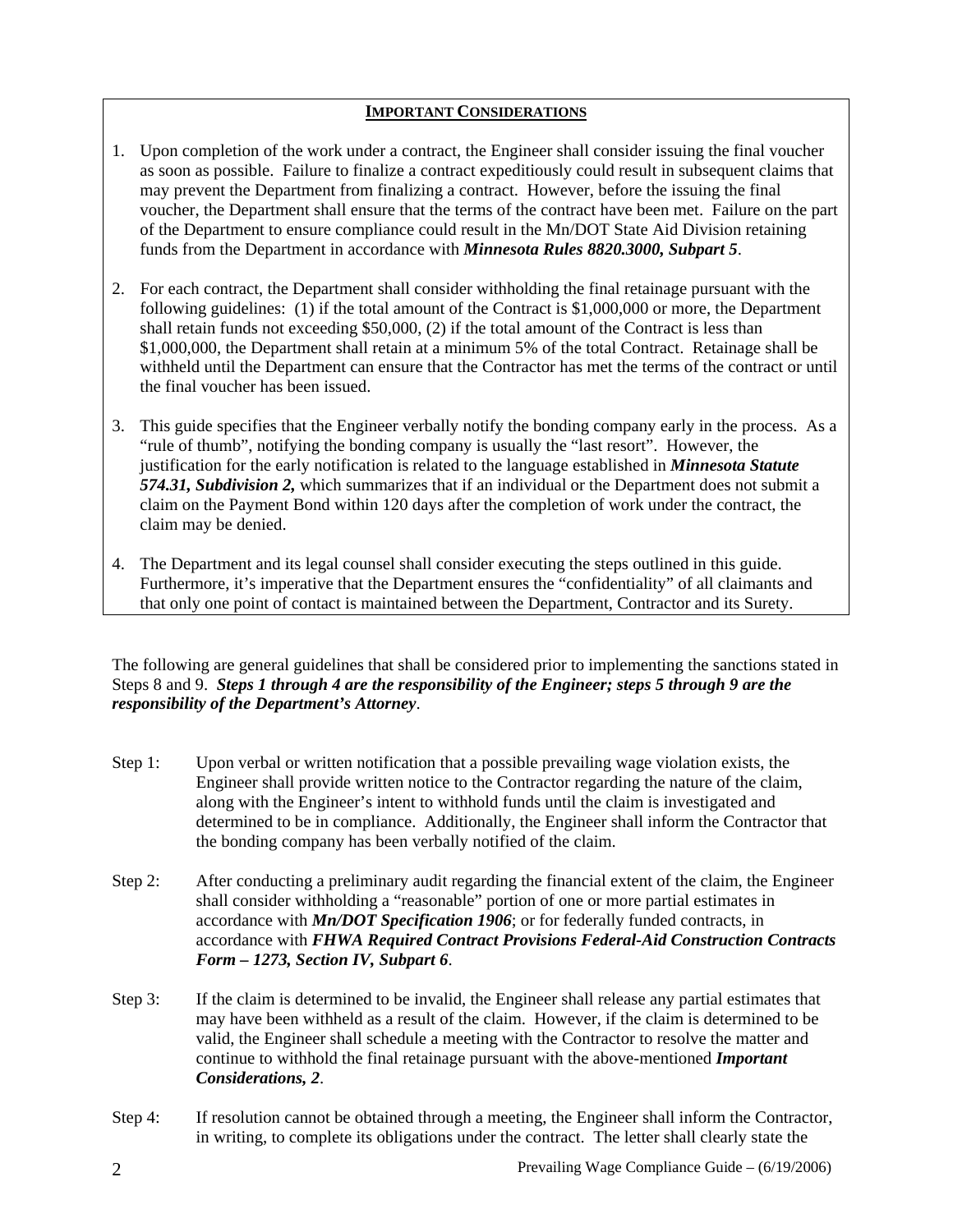## IMPORTANT CONSIDERATIONS

1. Upon completion of the work under a contract, the Engineer shall consider issuing the final voucher as soon as possible. Failure to finalize a contract expeditiously could result in subsequent claims that may prevent the Department from finalizing a contract. However, before the issuing the final voucher, the Department shall ensure that the terms of the contract have been met. Failure on the part of the Department to ensure compliance could result in the Mn/DOT State Aid Division retaining funds from the Department in accordance with ***Minnesota Rules 8820.3000, Subpart 5***.

2. For each contract, the Department shall consider withholding the final retainage pursuant with the following guidelines: (1) if the total amount of the Contract is $1,000,000 or more, the Department shall retain funds not exceeding $50,000, (2) if the total amount of the Contract is less than $1,000,000, the Department shall retain at a minimum 5% of the total Contract. Retainage shall be withheld until the Department can ensure that the Contractor has met the terms of the contract or until the final voucher has been issued.

3. This guide specifies that the Engineer verbally notify the bonding company early in the process. As a "rule of thumb", notifying the bonding company is usually the "last resort". However, the justification for the early notification is related to the language established in ***Minnesota Statute 574.31, Subdivision 2,*** which summarizes that if an individual or the Department does not submit a claim on the Payment Bond within 120 days after the completion of work under the contract, the claim may be denied.

4. The Department and its legal counsel shall consider executing the steps outlined in this guide. Furthermore, it's imperative that the Department ensures the "confidentiality" of all claimants and that only one point of contact is maintained between the Department, Contractor and its Surety.

The following are general guidelines that shall be considered prior to implementing the sanctions stated in Steps 8 and 9. ***Steps 1 through 4 are the responsibility of the Engineer; steps 5 through 9 are the responsibility of the Department's Attorney***.

Step 1: Upon verbal or written notification that a possible prevailing wage violation exists, the Engineer shall provide written notice to the Contractor regarding the nature of the claim, along with the Engineer's intent to withhold funds until the claim is investigated and determined to be in compliance. Additionally, the Engineer shall inform the Contractor that the bonding company has been verbally notified of the claim.

Step 2: After conducting a preliminary audit regarding the financial extent of the claim, the Engineer shall consider withholding a "reasonable" portion of one or more partial estimates in accordance with ***Mn/DOT Specification 1906***; or for federally funded contracts, in accordance with ***FHWA Required Contract Provisions Federal-Aid Construction Contracts Form – 1273, Section IV, Subpart 6***.

Step 3: If the claim is determined to be invalid, the Engineer shall release any partial estimates that may have been withheld as a result of the claim. However, if the claim is determined to be valid, the Engineer shall schedule a meeting with the Contractor to resolve the matter and continue to withhold the final retainage pursuant with the above-mentioned ***Important Considerations, 2***.

Step 4: If resolution cannot be obtained through a meeting, the Engineer shall inform the Contractor, in writing, to complete its obligations under the contract. The letter shall clearly state the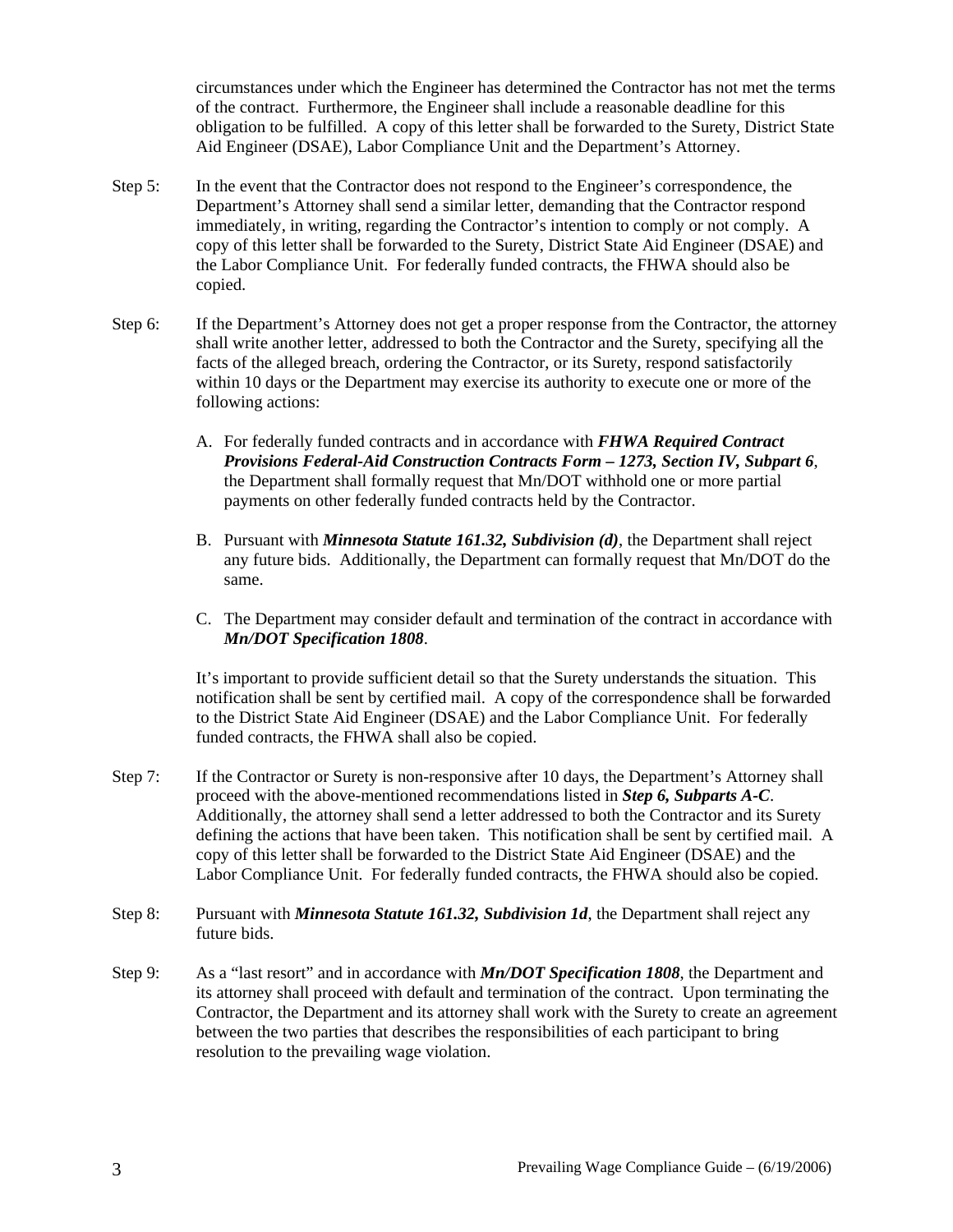circumstances under which the Engineer has determined the Contractor has not met the terms of the contract. Furthermore, the Engineer shall include a reasonable deadline for this obligation to be fulfilled. A copy of this letter shall be forwarded to the Surety, District State Aid Engineer (DSAE), Labor Compliance Unit and the Department's Attorney.

Step 5: In the event that the Contractor does not respond to the Engineer's correspondence, the Department's Attorney shall send a similar letter, demanding that the Contractor respond immediately, in writing, regarding the Contractor's intention to comply or not comply. A copy of this letter shall be forwarded to the Surety, District State Aid Engineer (DSAE) and the Labor Compliance Unit. For federally funded contracts, the FHWA should also be copied.

Step 6: If the Department's Attorney does not get a proper response from the Contractor, the attorney shall write another letter, addressed to both the Contractor and the Surety, specifying all the facts of the alleged breach, ordering the Contractor, or its Surety, respond satisfactorily within 10 days or the Department may exercise its authority to execute one or more of the following actions:

A. For federally funded contracts and in accordance with ***FHWA Required Contract Provisions Federal-Aid Construction Contracts Form – 1273, Section IV, Subpart 6***, the Department shall formally request that Mn/DOT withhold one or more partial payments on other federally funded contracts held by the Contractor.

B. Pursuant with ***Minnesota Statute 161.32, Subdivision (d)***, the Department shall reject any future bids. Additionally, the Department can formally request that Mn/DOT do the same.

C. The Department may consider default and termination of the contract in accordance with ***Mn/DOT Specification 1808***.

It's important to provide sufficient detail so that the Surety understands the situation. This notification shall be sent by certified mail. A copy of the correspondence shall be forwarded to the District State Aid Engineer (DSAE) and the Labor Compliance Unit. For federally funded contracts, the FHWA shall also be copied.

Step 7: If the Contractor or Surety is non-responsive after 10 days, the Department's Attorney shall proceed with the above-mentioned recommendations listed in ***Step 6, Subparts A-C***. Additionally, the attorney shall send a letter addressed to both the Contractor and its Surety defining the actions that have been taken. This notification shall be sent by certified mail. A copy of this letter shall be forwarded to the District State Aid Engineer (DSAE) and the Labor Compliance Unit. For federally funded contracts, the FHWA should also be copied.

Step 8: Pursuant with ***Minnesota Statute 161.32, Subdivision 1d***, the Department shall reject any future bids.

Step 9: As a "last resort" and in accordance with ***Mn/DOT Specification 1808***, the Department and its attorney shall proceed with default and termination of the contract. Upon terminating the Contractor, the Department and its attorney shall work with the Surety to create an agreement between the two parties that describes the responsibilities of each participant to bring resolution to the prevailing wage violation.